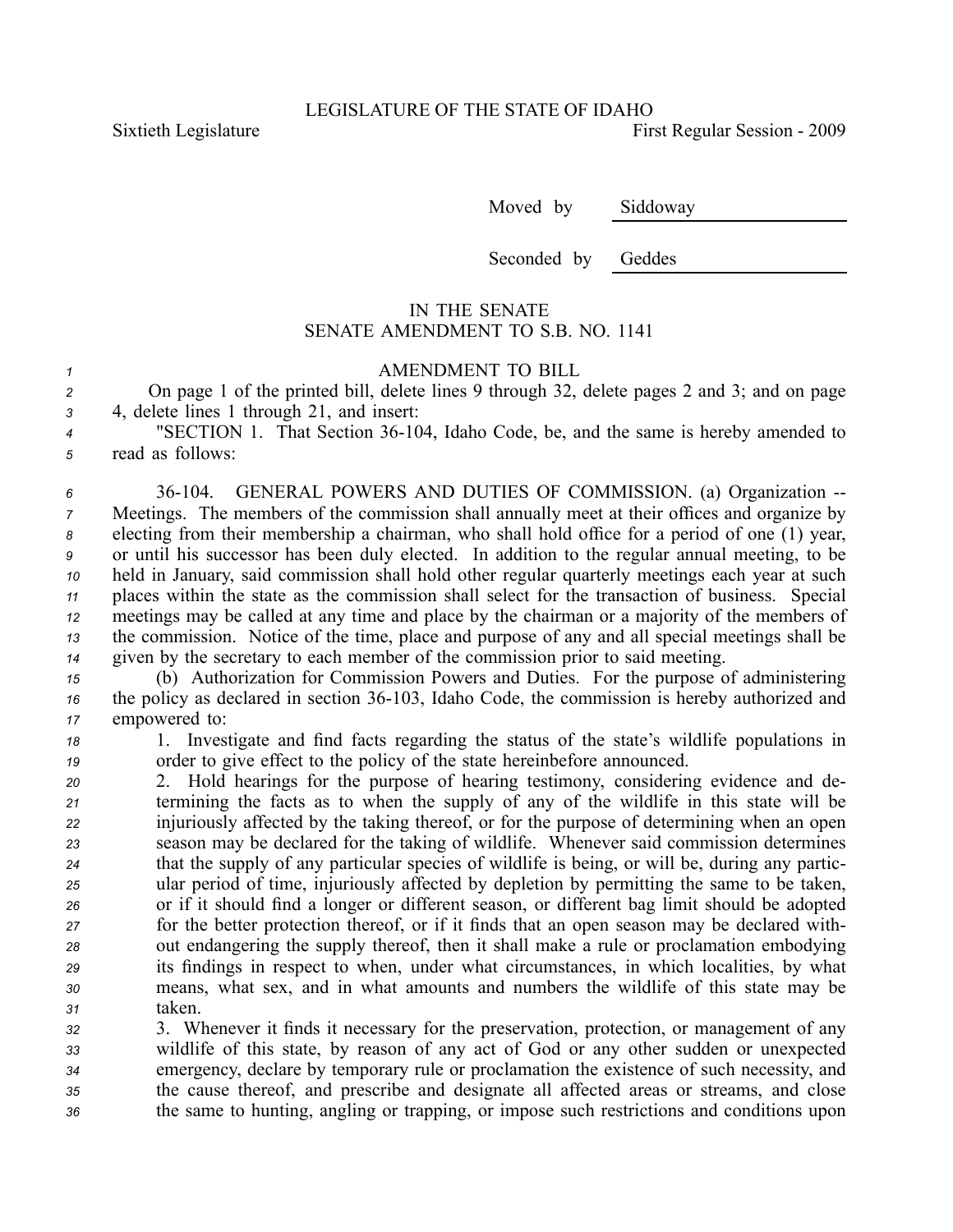LEGISLATURE OF THE STATE OF IDAHO

Sixtieth Legislature First Regular Session - 2009

Moved by Siddoway

Seconded by Geddes

IN THE SENATE
SENATE AMENDMENT TO S.B. NO. 1141

AMENDMENT TO BILL

On page 1 of the printed bill, delete lines 9 through 32, delete pages 2 and 3; and on page 4, delete lines 1 through 21, and insert:

"SECTION 1. That Section 36-104, Idaho Code, be, and the same is hereby amended to read as follows:

36-104. GENERAL POWERS AND DUTIES OF COMMISSION. (a) Organization -- Meetings. The members of the commission shall annually meet at their offices and organize by electing from their membership a chairman, who shall hold office for a period of one (1) year, or until his successor has been duly elected. In addition to the regular annual meeting, to be held in January, said commission shall hold other regular quarterly meetings each year at such places within the state as the commission shall select for the transaction of business. Special meetings may be called at any time and place by the chairman or a majority of the members of the commission. Notice of the time, place and purpose of any and all special meetings shall be given by the secretary to each member of the commission prior to said meeting.

(b) Authorization for Commission Powers and Duties. For the purpose of administering the policy as declared in section 36-103, Idaho Code, the commission is hereby authorized and empowered to:

1. Investigate and find facts regarding the status of the state's wildlife populations in order to give effect to the policy of the state hereinbefore announced.

2. Hold hearings for the purpose of hearing testimony, considering evidence and determining the facts as to when the supply of any of the wildlife in this state will be injuriously affected by the taking thereof, or for the purpose of determining when an open season may be declared for the taking of wildlife. Whenever said commission determines that the supply of any particular species of wildlife is being, or will be, during any particular period of time, injuriously affected by depletion by permitting the same to be taken, or if it should find a longer or different season, or different bag limit should be adopted for the better protection thereof, or if it finds that an open season may be declared without endangering the supply thereof, then it shall make a rule or proclamation embodying its findings in respect to when, under what circumstances, in which localities, by what means, what sex, and in what amounts and numbers the wildlife of this state may be taken.

3. Whenever it finds it necessary for the preservation, protection, or management of any wildlife of this state, by reason of any act of God or any other sudden or unexpected emergency, declare by temporary rule or proclamation the existence of such necessity, and the cause thereof, and prescribe and designate all affected areas or streams, and close the same to hunting, angling or trapping, or impose such restrictions and conditions upon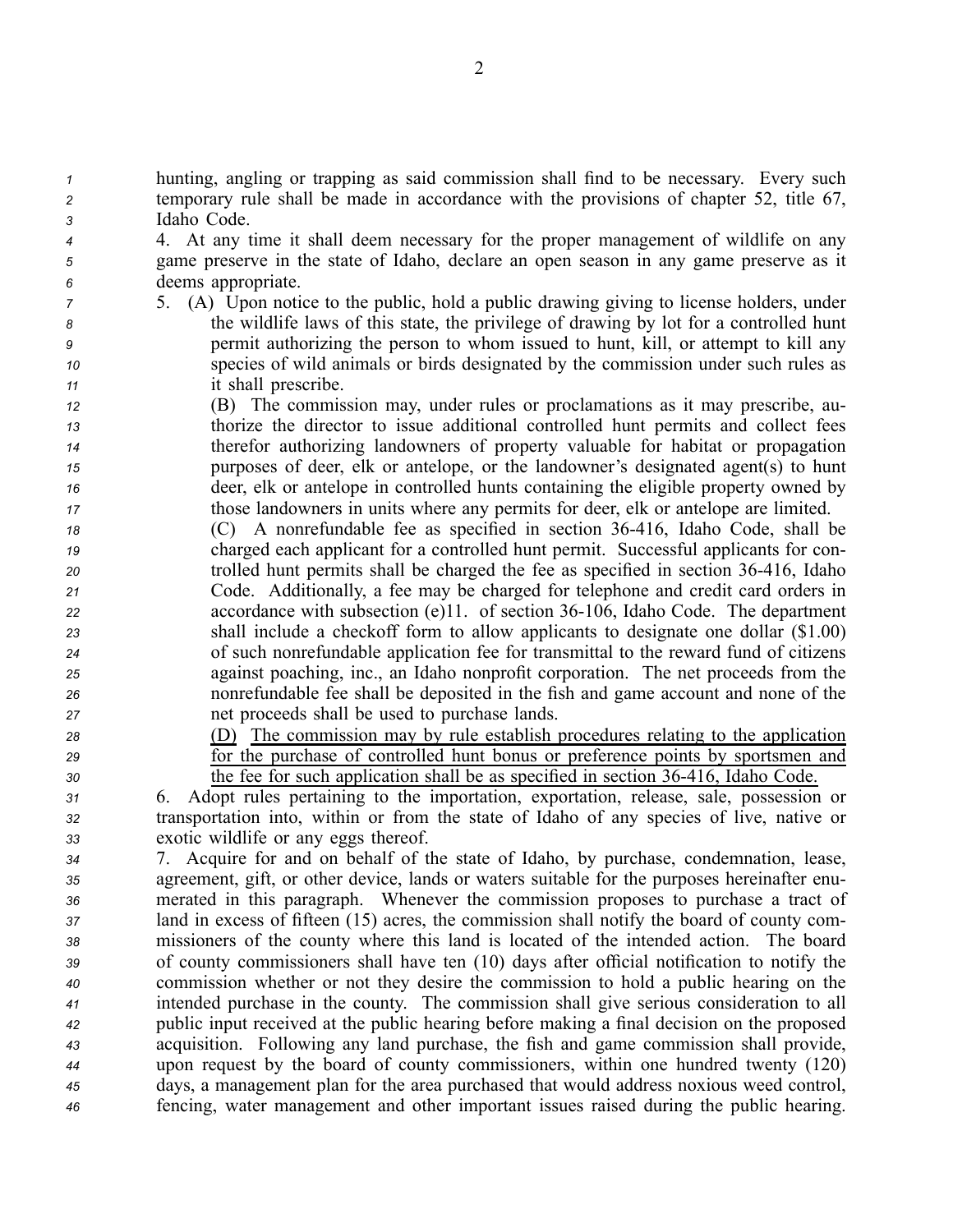hunting, angling or trapping as said commission shall find to be necessary. Every such temporary rule shall be made in accordance with the provisions of chapter 52, title 67, Idaho Code.

4. At any time it shall deem necessary for the proper management of wildlife on any game preserve in the state of Idaho, declare an open season in any game preserve as it deems appropriate.

5. (A) Upon notice to the public, hold a public drawing giving to license holders, under the wildlife laws of this state, the privilege of drawing by lot for a controlled hunt permit authorizing the person to whom issued to hunt, kill, or attempt to kill any species of wild animals or birds designated by the commission under such rules as it shall prescribe.

(B) The commission may, under rules or proclamations as it may prescribe, authorize the director to issue additional controlled hunt permits and collect fees therefor authorizing landowners of property valuable for habitat or propagation purposes of deer, elk or antelope, or the landowner's designated agent(s) to hunt deer, elk or antelope in controlled hunts containing the eligible property owned by those landowners in units where any permits for deer, elk or antelope are limited.

(C) A nonrefundable fee as specified in section 36-416, Idaho Code, shall be charged each applicant for a controlled hunt permit. Successful applicants for controlled hunt permits shall be charged the fee as specified in section 36-416, Idaho Code. Additionally, a fee may be charged for telephone and credit card orders in accordance with subsection (e)11. of section 36-106, Idaho Code. The department shall include a checkoff form to allow applicants to designate one dollar ($1.00) of such nonrefundable application fee for transmittal to the reward fund of citizens against poaching, inc., an Idaho nonprofit corporation. The net proceeds from the nonrefundable fee shall be deposited in the fish and game account and none of the net proceeds shall be used to purchase lands.

<u>(D) The commission may by rule establish procedures relating to the application for the purchase of controlled hunt bonus or preference points by sportsmen and the fee for such application shall be as specified in section 36-416, Idaho Code.</u>

6. Adopt rules pertaining to the importation, exportation, release, sale, possession or transportation into, within or from the state of Idaho of any species of live, native or exotic wildlife or any eggs thereof.

7. Acquire for and on behalf of the state of Idaho, by purchase, condemnation, lease, agreement, gift, or other device, lands or waters suitable for the purposes hereinafter enumerated in this paragraph. Whenever the commission proposes to purchase a tract of land in excess of fifteen (15) acres, the commission shall notify the board of county commissioners of the county where this land is located of the intended action. The board of county commissioners shall have ten (10) days after official notification to notify the commission whether or not they desire the commission to hold a public hearing on the intended purchase in the county. The commission shall give serious consideration to all public input received at the public hearing before making a final decision on the proposed acquisition. Following any land purchase, the fish and game commission shall provide, upon request by the board of county commissioners, within one hundred twenty (120) days, a management plan for the area purchased that would address noxious weed control, fencing, water management and other important issues raised during the public hearing.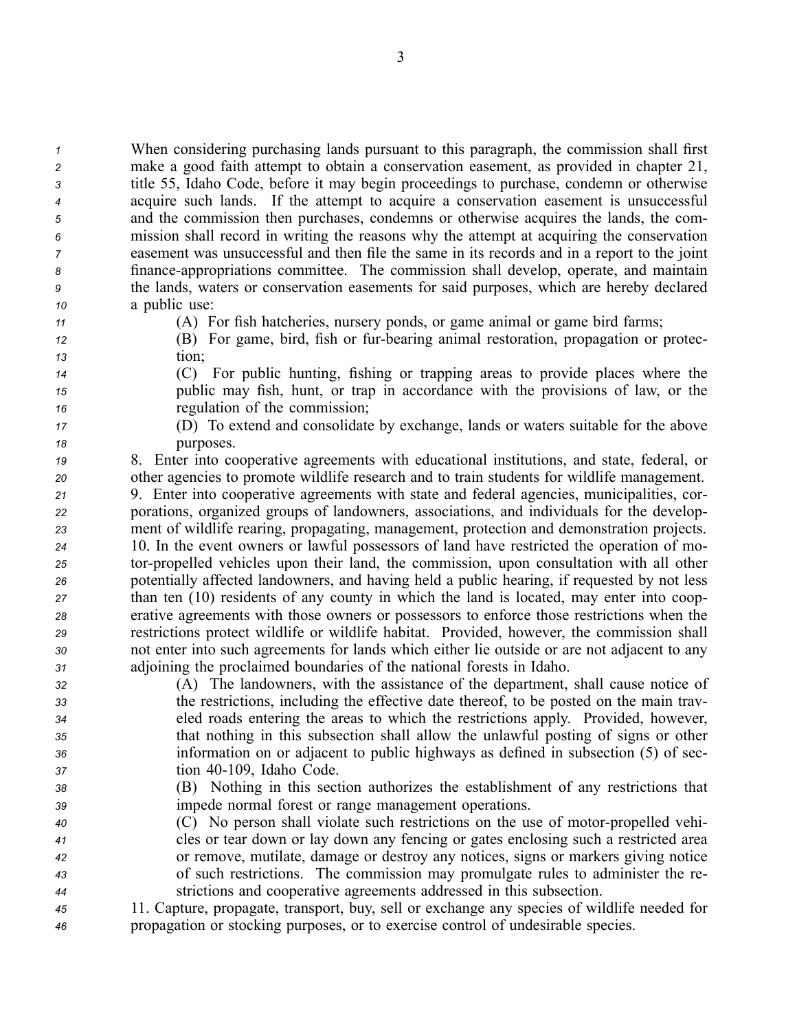When considering purchasing lands pursuant to this paragraph, the commission shall first make a good faith attempt to obtain a conservation easement, as provided in chapter 21, title 55, Idaho Code, before it may begin proceedings to purchase, condemn or otherwise acquire such lands. If the attempt to acquire a conservation easement is unsuccessful and the commission then purchases, condemns or otherwise acquires the lands, the commission shall record in writing the reasons why the attempt at acquiring the conservation easement was unsuccessful and then file the same in its records and in a report to the joint finance-appropriations committee. The commission shall develop, operate, and maintain the lands, waters or conservation easements for said purposes, which are hereby declared a public use:

(A) For fish hatcheries, nursery ponds, or game animal or game bird farms;

(B) For game, bird, fish or fur-bearing animal restoration, propagation or protection;

(C) For public hunting, fishing or trapping areas to provide places where the public may fish, hunt, or trap in accordance with the provisions of law, or the regulation of the commission;

(D) To extend and consolidate by exchange, lands or waters suitable for the above purposes.

8. Enter into cooperative agreements with educational institutions, and state, federal, or other agencies to promote wildlife research and to train students for wildlife management.

9. Enter into cooperative agreements with state and federal agencies, municipalities, corporations, organized groups of landowners, associations, and individuals for the development of wildlife rearing, propagating, management, protection and demonstration projects.

10. In the event owners or lawful possessors of land have restricted the operation of motor-propelled vehicles upon their land, the commission, upon consultation with all other potentially affected landowners, and having held a public hearing, if requested by not less than ten (10) residents of any county in which the land is located, may enter into cooperative agreements with those owners or possessors to enforce those restrictions when the restrictions protect wildlife or wildlife habitat. Provided, however, the commission shall not enter into such agreements for lands which either lie outside or are not adjacent to any adjoining the proclaimed boundaries of the national forests in Idaho.

(A) The landowners, with the assistance of the department, shall cause notice of the restrictions, including the effective date thereof, to be posted on the main traveled roads entering the areas to which the restrictions apply. Provided, however, that nothing in this subsection shall allow the unlawful posting of signs or other information on or adjacent to public highways as defined in subsection (5) of section 40-109, Idaho Code.

(B) Nothing in this section authorizes the establishment of any restrictions that impede normal forest or range management operations.

(C) No person shall violate such restrictions on the use of motor-propelled vehicles or tear down or lay down any fencing or gates enclosing such a restricted area or remove, mutilate, damage or destroy any notices, signs or markers giving notice of such restrictions. The commission may promulgate rules to administer the restrictions and cooperative agreements addressed in this subsection.

11. Capture, propagate, transport, buy, sell or exchange any species of wildlife needed for propagation or stocking purposes, or to exercise control of undesirable species.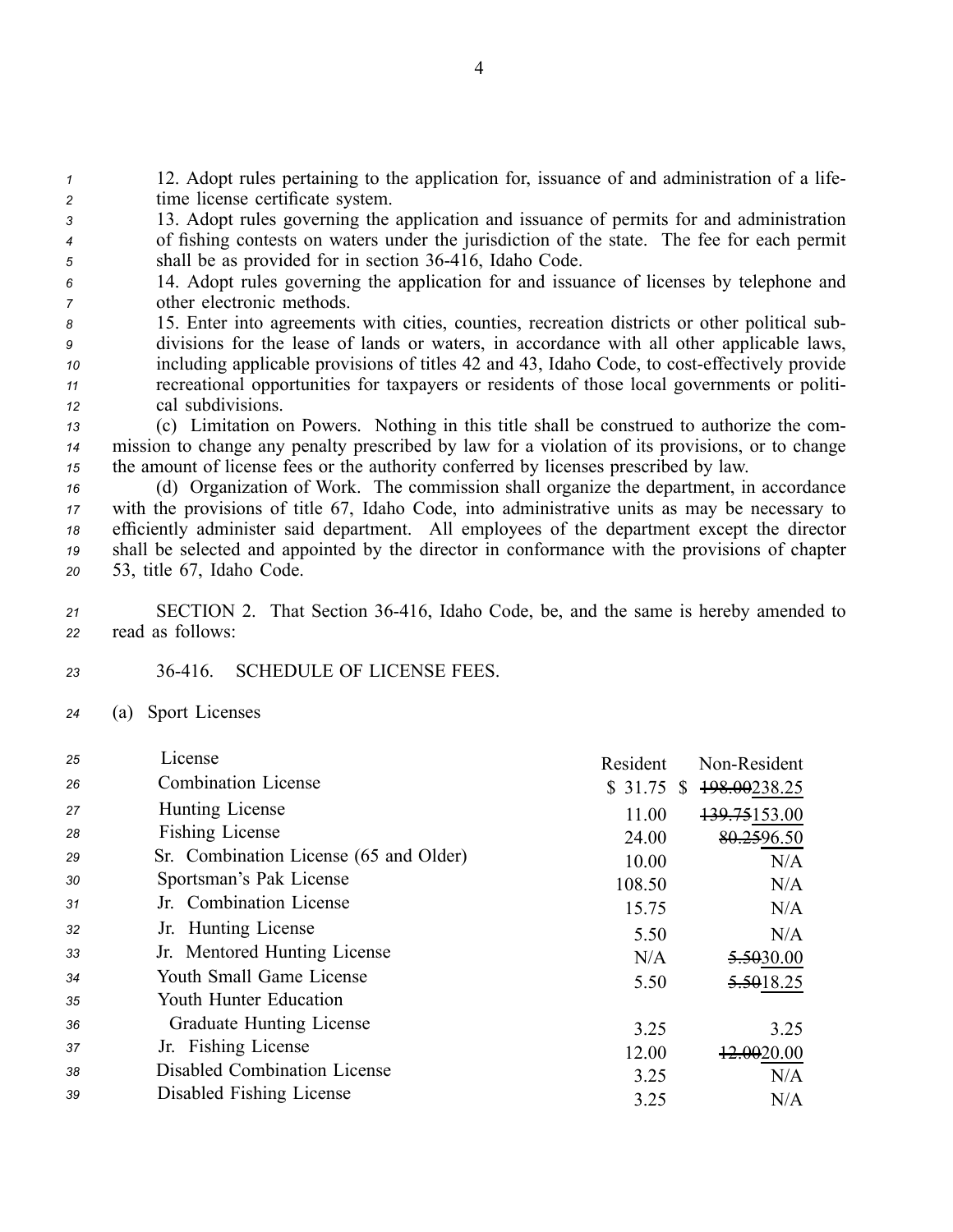12. Adopt rules pertaining to the application for, issuance of and administration of a lifetime license certificate system.

13. Adopt rules governing the application and issuance of permits for and administration of fishing contests on waters under the jurisdiction of the state. The fee for each permit shall be as provided for in section 36-416, Idaho Code.

14. Adopt rules governing the application for and issuance of licenses by telephone and other electronic methods.

15. Enter into agreements with cities, counties, recreation districts or other political subdivisions for the lease of lands or waters, in accordance with all other applicable laws, including applicable provisions of titles 42 and 43, Idaho Code, to cost-effectively provide recreational opportunities for taxpayers or residents of those local governments or political subdivisions.

(c) Limitation on Powers. Nothing in this title shall be construed to authorize the commission to change any penalty prescribed by law for a violation of its provisions, or to change the amount of license fees or the authority conferred by licenses prescribed by law.

(d) Organization of Work. The commission shall organize the department, in accordance with the provisions of title 67, Idaho Code, into administrative units as may be necessary to efficiently administer said department. All employees of the department except the director shall be selected and appointed by the director in conformance with the provisions of chapter 53, title 67, Idaho Code.

SECTION 2. That Section 36-416, Idaho Code, be, and the same is hereby amended to read as follows:

36-416. SCHEDULE OF LICENSE FEES.

(a) Sport Licenses

| License | Resident | Non-Resident |
|---|---|---|
| Combination License | $ 31.75 | $ ~~198.00~~238.25 |
| Hunting License | 11.00 | ~~139.75~~153.00 |
| Fishing License | 24.00 | ~~80.25~~96.50 |
| Sr. Combination License (65 and Older) | 10.00 | N/A |
| Sportsman's Pak License | 108.50 | N/A |
| Jr. Combination License | 15.75 | N/A |
| Jr. Hunting License | 5.50 | N/A |
| Jr. Mentored Hunting License | N/A | ~~5.50~~30.00 |
| Youth Small Game License | 5.50 | ~~5.50~~18.25 |
| Youth Hunter Education Graduate Hunting License | 3.25 | 3.25 |
| Jr. Fishing License | 12.00 | ~~12.00~~20.00 |
| Disabled Combination License | 3.25 | N/A |
| Disabled Fishing License | 3.25 | N/A |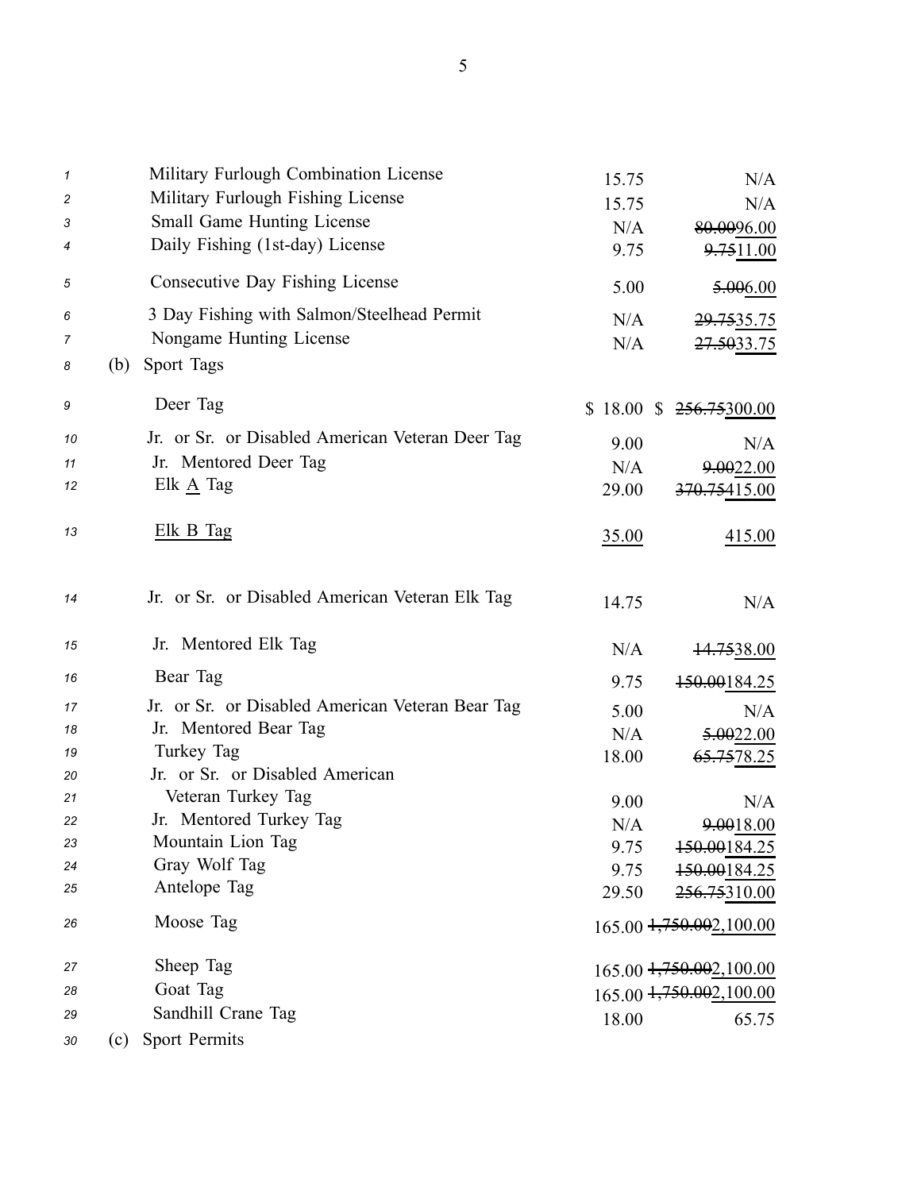| | Resident | Nonresident |
|---|---|---|
| Military Furlough Combination License | 15.75 | N/A |
| Military Furlough Fishing License | 15.75 | N/A |
| Small Game Hunting License | N/A | ~~80.00~~96.00 |
| Daily Fishing (1st-day) License | 9.75 | ~~9.75~~11.00 |
| Consecutive Day Fishing License | 5.00 | ~~5.00~~6.00 |
| 3 Day Fishing with Salmon/Steelhead Permit | N/A | ~~29.75~~35.75 |
| Nongame Hunting License | N/A | ~~27.50~~33.75 |
| (b) Sport Tags | | |
| Deer Tag | $ 18.00 | $ ~~256.75~~300.00 |
| Jr. or Sr. or Disabled American Veteran Deer Tag | 9.00 | N/A |
| Jr. Mentored Deer Tag | N/A | ~~9.00~~22.00 |
| Elk <u>A</u> Tag | 29.00 | ~~370.75~~415.00 |
| <u>Elk B Tag</u> | <u>35.00</u> | <u>415.00</u> |
| Jr. or Sr. or Disabled American Veteran Elk Tag | 14.75 | N/A |
| Jr. Mentored Elk Tag | N/A | ~~14.75~~38.00 |
| Bear Tag | 9.75 | ~~150.00~~184.25 |
| Jr. or Sr. or Disabled American Veteran Bear Tag | 5.00 | N/A |
| Jr. Mentored Bear Tag | N/A | ~~5.00~~22.00 |
| Turkey Tag | 18.00 | ~~65.75~~78.25 |
| Jr. or Sr. or Disabled American Veteran Turkey Tag | 9.00 | N/A |
| Jr. Mentored Turkey Tag | N/A | ~~9.00~~18.00 |
| Mountain Lion Tag | 9.75 | ~~150.00~~184.25 |
| Gray Wolf Tag | 9.75 | ~~150.00~~184.25 |
| Antelope Tag | 29.50 | ~~256.75~~310.00 |
| Moose Tag | 165.00 | ~~1,750.00~~2,100.00 |
| Sheep Tag | 165.00 | ~~1,750.00~~2,100.00 |
| Goat Tag | 165.00 | ~~1,750.00~~2,100.00 |
| Sandhill Crane Tag | 18.00 | 65.75 |

(c) Sport Permits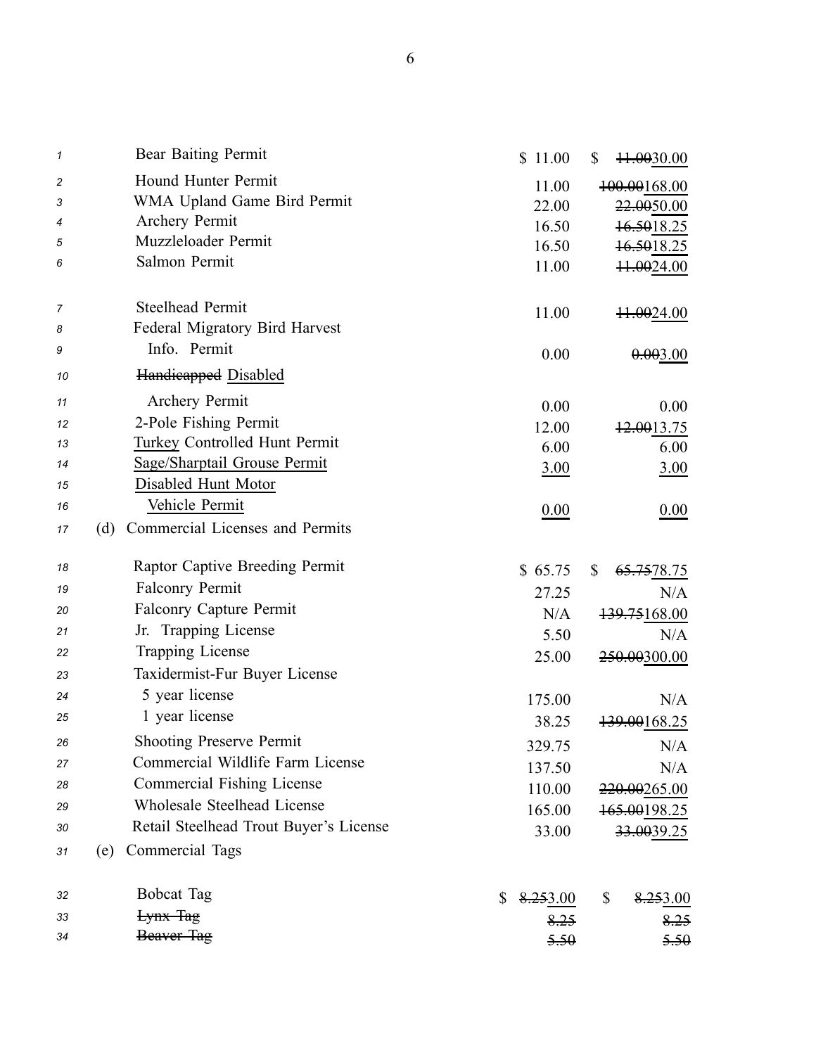| | | | |
|---|---|---|---|
| 1 | Bear Baiting Permit | $ 11.00 | $ ~~11.00~~30.00 |
| 2 | Hound Hunter Permit | 11.00 | ~~100.00~~168.00 |
| 3 | WMA Upland Game Bird Permit | 22.00 | ~~22.00~~50.00 |
| 4 | Archery Permit | 16.50 | ~~16.50~~18.25 |
| 5 | Muzzleloader Permit | 16.50 | ~~16.50~~18.25 |
| 6 | Salmon Permit | 11.00 | ~~11.00~~24.00 |
| 7 | Steelhead Permit | 11.00 | ~~11.00~~24.00 |
| 8 | Federal Migratory Bird Harvest | | |
| 9 | Info. Permit | 0.00 | ~~0.00~~3.00 |
| 10 | ~~Handicapped~~ Disabled | | |
| 11 | Archery Permit | 0.00 | 0.00 |
| 12 | 2-Pole Fishing Permit | 12.00 | ~~12.00~~13.75 |
| 13 | Turkey Controlled Hunt Permit | 6.00 | 6.00 |
| 14 | Sage/Sharptail Grouse Permit | 3.00 | 3.00 |
| 15 | Disabled Hunt Motor | | |
| 16 | Vehicle Permit | 0.00 | 0.00 |
| 17 | (d) Commercial Licenses and Permits | | |
| 18 | Raptor Captive Breeding Permit | $ 65.75 | $ ~~65.75~~78.75 |
| 19 | Falconry Permit | 27.25 | N/A |
| 20 | Falconry Capture Permit | N/A | ~~139.75~~168.00 |
| 21 | Jr. Trapping License | 5.50 | N/A |
| 22 | Trapping License | 25.00 | ~~250.00~~300.00 |
| 23 | Taxidermist-Fur Buyer License | | |
| 24 | 5 year license | 175.00 | N/A |
| 25 | 1 year license | 38.25 | ~~139.00~~168.25 |
| 26 | Shooting Preserve Permit | 329.75 | N/A |
| 27 | Commercial Wildlife Farm License | 137.50 | N/A |
| 28 | Commercial Fishing License | 110.00 | ~~220.00~~265.00 |
| 29 | Wholesale Steelhead License | 165.00 | ~~165.00~~198.25 |
| 30 | Retail Steelhead Trout Buyer's License | 33.00 | ~~33.00~~39.25 |
| 31 | (e) Commercial Tags | | |
| 32 | Bobcat Tag | $ ~~8.25~~3.00 | $ ~~8.25~~3.00 |
| 33 | ~~Lynx Tag~~ | ~~8.25~~ | ~~8.25~~ |
| 34 | ~~Beaver Tag~~ | ~~5.50~~ | ~~5.50~~ |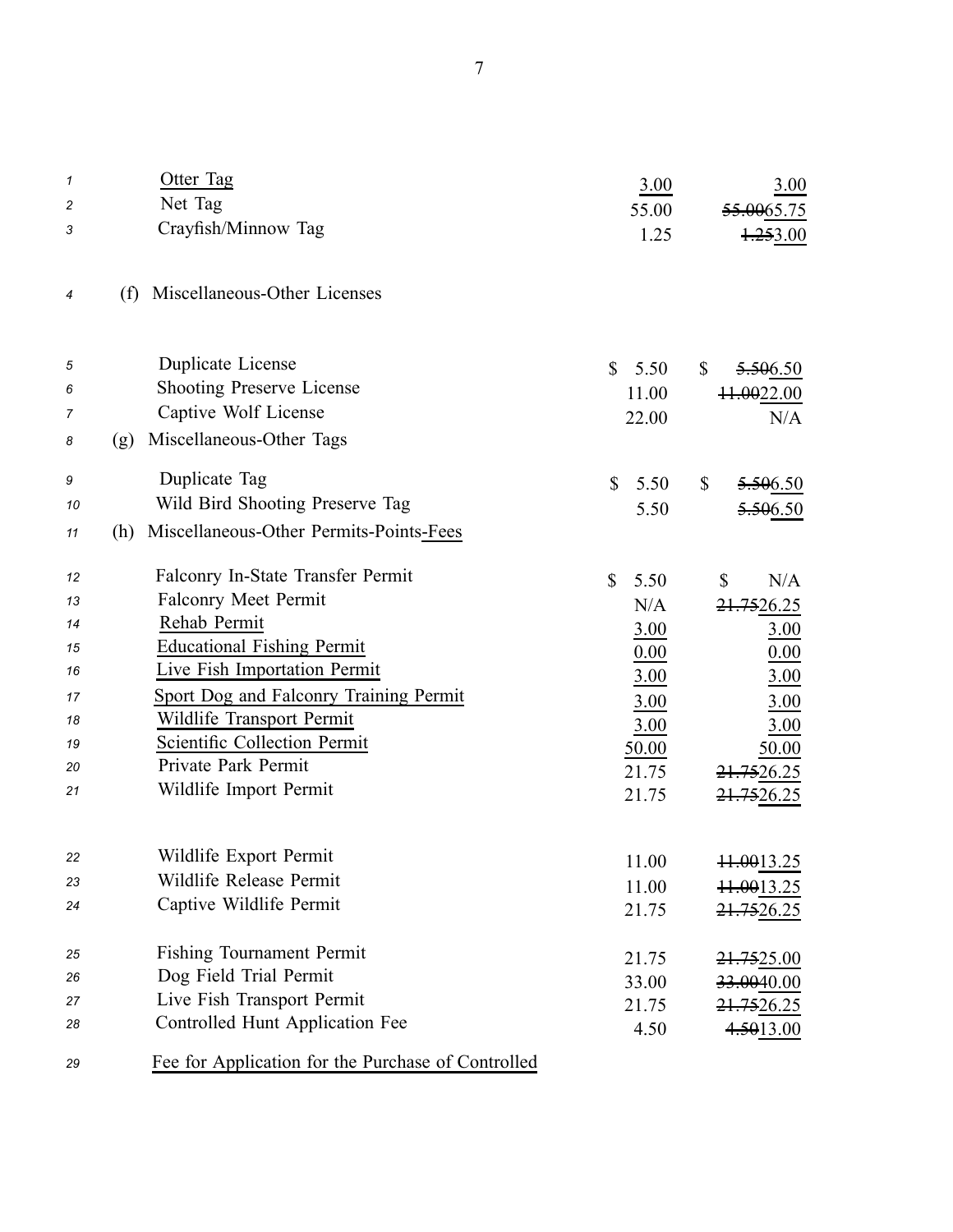| | | |
|---|---|---|
| Otter Tag | 3.00 | 3.00 |
| Net Tag | 55.00 | ~~55.00~~65.75 |
| Crayfish/Minnow Tag | 1.25 | ~~1.25~~3.00 |

(f) Miscellaneous-Other Licenses

| | | |
|---|---|---|
| Duplicate License | $ 5.50 | $ ~~5.50~~6.50 |
| Shooting Preserve License | 11.00 | ~~11.00~~22.00 |
| Captive Wolf License | 22.00 | N/A |

(g) Miscellaneous-Other Tags

| | | |
|---|---|---|
| Duplicate Tag | $ 5.50 | $ ~~5.50~~6.50 |
| Wild Bird Shooting Preserve Tag | 5.50 | ~~5.50~~6.50 |

(h) Miscellaneous-Other Permits-Points-Fees

| | | |
|---|---|---|
| Falconry In-State Transfer Permit | $ 5.50 | $ N/A |
| Falconry Meet Permit | N/A | ~~21.75~~26.25 |
| Rehab Permit | 3.00 | 3.00 |
| Educational Fishing Permit | 0.00 | 0.00 |
| Live Fish Importation Permit | 3.00 | 3.00 |
| Sport Dog and Falconry Training Permit | 3.00 | 3.00 |
| Wildlife Transport Permit | 3.00 | 3.00 |
| Scientific Collection Permit | 50.00 | 50.00 |
| Private Park Permit | 21.75 | ~~21.75~~26.25 |
| Wildlife Import Permit | 21.75 | ~~21.75~~26.25 |
| Wildlife Export Permit | 11.00 | ~~11.00~~13.25 |
| Wildlife Release Permit | 11.00 | ~~11.00~~13.25 |
| Captive Wildlife Permit | 21.75 | ~~21.75~~26.25 |
| Fishing Tournament Permit | 21.75 | ~~21.75~~25.00 |
| Dog Field Trial Permit | 33.00 | ~~33.00~~40.00 |
| Live Fish Transport Permit | 21.75 | ~~21.75~~26.25 |
| Controlled Hunt Application Fee | 4.50 | ~~4.50~~13.00 |

Fee for Application for the Purchase of Controlled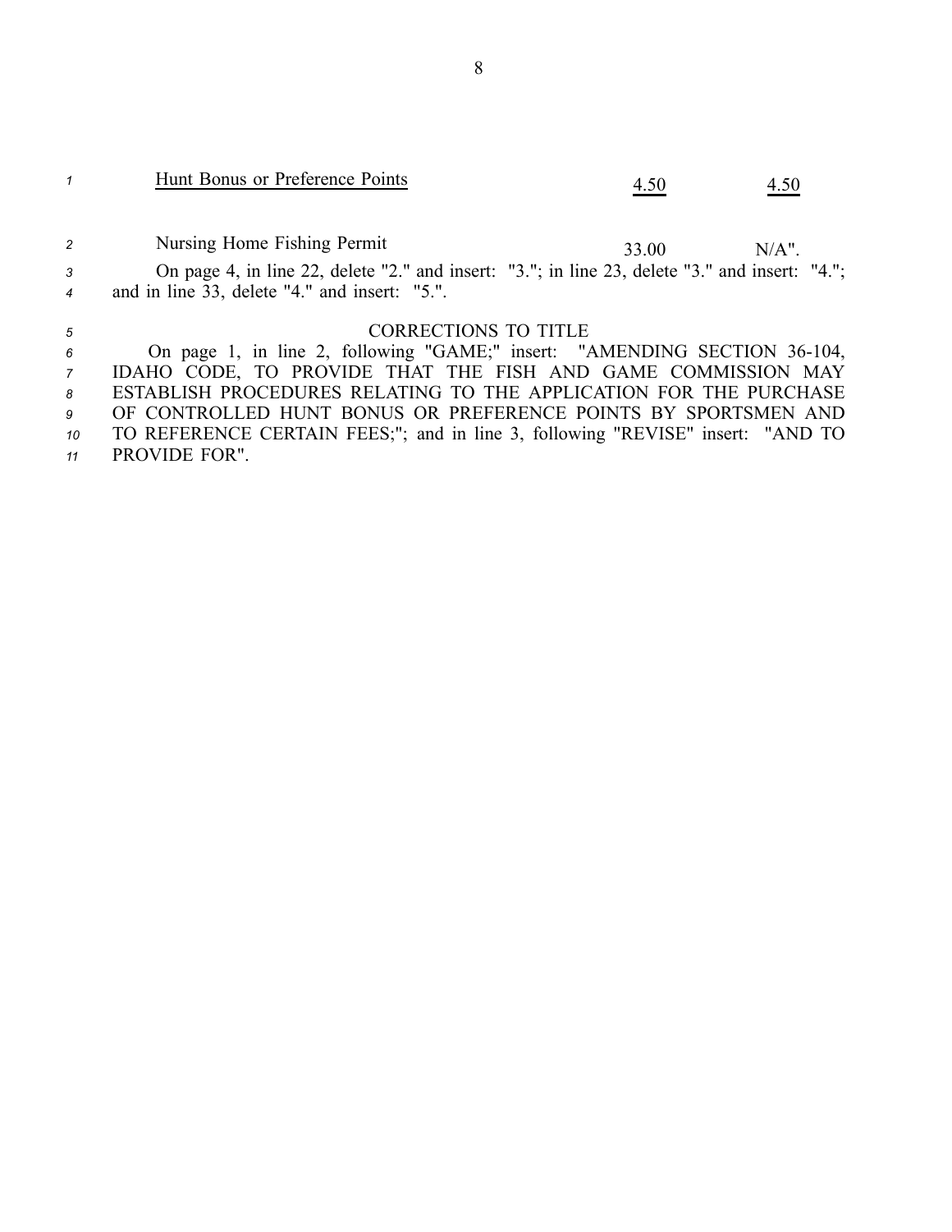| | | |
|---|---|---|
| <u>Hunt Bonus or Preference Points</u> | <u>4.50</u> | <u>4.50</u> |
| Nursing Home Fishing Permit | 33.00 | N/A". |

On page 4, in line 22, delete "2." and insert: "3."; in line 23, delete "3." and insert: "4."; and in line 33, delete "4." and insert: "5.".

## CORRECTIONS TO TITLE

On page 1, in line 2, following "GAME;" insert: "AMENDING SECTION 36-104, IDAHO CODE, TO PROVIDE THAT THE FISH AND GAME COMMISSION MAY ESTABLISH PROCEDURES RELATING TO THE APPLICATION FOR THE PURCHASE OF CONTROLLED HUNT BONUS OR PREFERENCE POINTS BY SPORTSMEN AND TO REFERENCE CERTAIN FEES;"; and in line 3, following "REVISE" insert: "AND TO PROVIDE FOR".